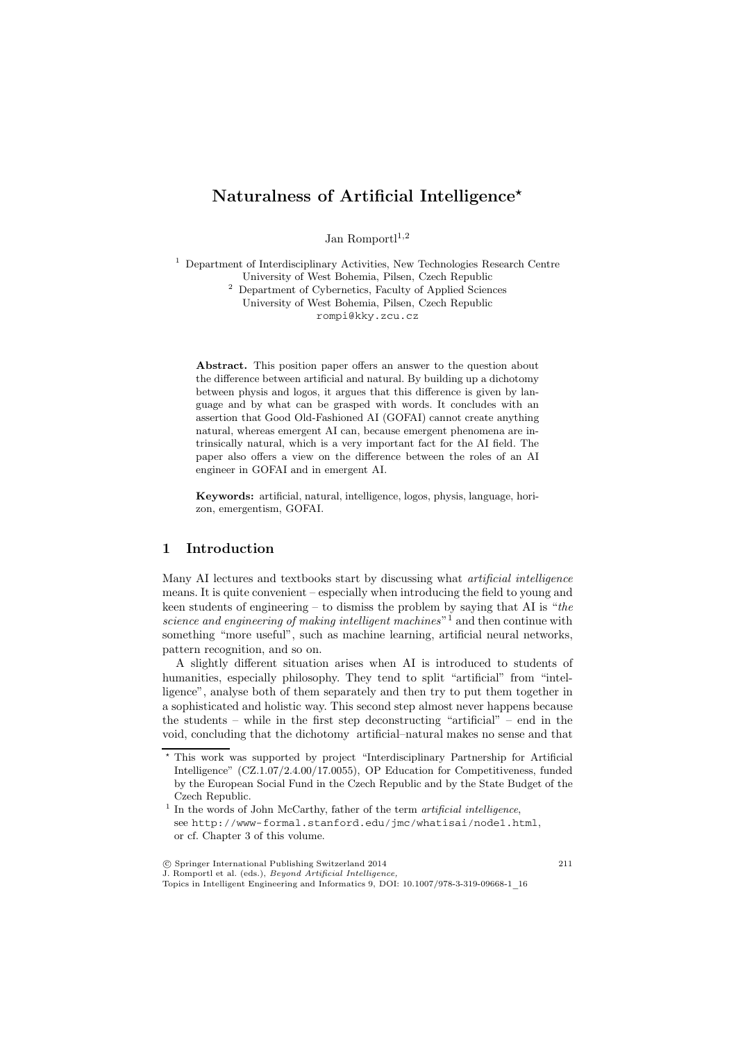# Naturalness of Artificial Intelligence*

Jan Romportl[1,2]

[1] Department of Interdisciplinary Activities, New Technologies Research Centre
University of West Bohemia, Pilsen, Czech Republic
[2] Department of Cybernetics, Faculty of Applied Sciences
University of West Bohemia, Pilsen, Czech Republic
rompi@kky.zcu.cz

**Abstract.** This position paper offers an answer to the question about the difference between artificial and natural. By building up a dichotomy between physis and logos, it argues that this difference is given by language and by what can be grasped with words. It concludes with an assertion that Good Old-Fashioned AI (GOFAI) cannot create anything natural, whereas emergent AI can, because emergent phenomena are intrinsically natural, which is a very important fact for the AI field. The paper also offers a view on the difference between the roles of an AI engineer in GOFAI and in emergent AI.

**Keywords:** artificial, natural, intelligence, logos, physis, language, horizon, emergentism, GOFAI.

## 1 Introduction

Many AI lectures and textbooks start by discussing what *artificial intelligence* means. It is quite convenient – especially when introducing the field to young and keen students of engineering – to dismiss the problem by saying that AI is "*the science and engineering of making intelligent machines*"[1] and then continue with something "more useful", such as machine learning, artificial neural networks, pattern recognition, and so on.

A slightly different situation arises when AI is introduced to students of humanities, especially philosophy. They tend to split "artificial" from "intelligence", analyse both of them separately and then try to put them together in a sophisticated and holistic way. This second step almost never happens because the students – while in the first step deconstructing "artificial" – end in the void, concluding that the dichotomy artificial–natural makes no sense and that

---

* This work was supported by project "Interdisciplinary Partnership for Artificial Intelligence" (CZ.1.07/2.4.00/17.0055), OP Education for Competitiveness, funded by the European Social Fund in the Czech Republic and by the State Budget of the Czech Republic.

[1] In the words of John McCarthy, father of the term *artificial intelligence*, see http://www-formal.stanford.edu/jmc/whatisai/node1.html, or cf. Chapter 3 of this volume.

© Springer International Publishing Switzerland 2014
J. Romportl et al. (eds.), *Beyond Artificial Intelligence*,
Topics in Intelligent Engineering and Informatics 9, DOI: 10.1007/978-3-319-09668-1_16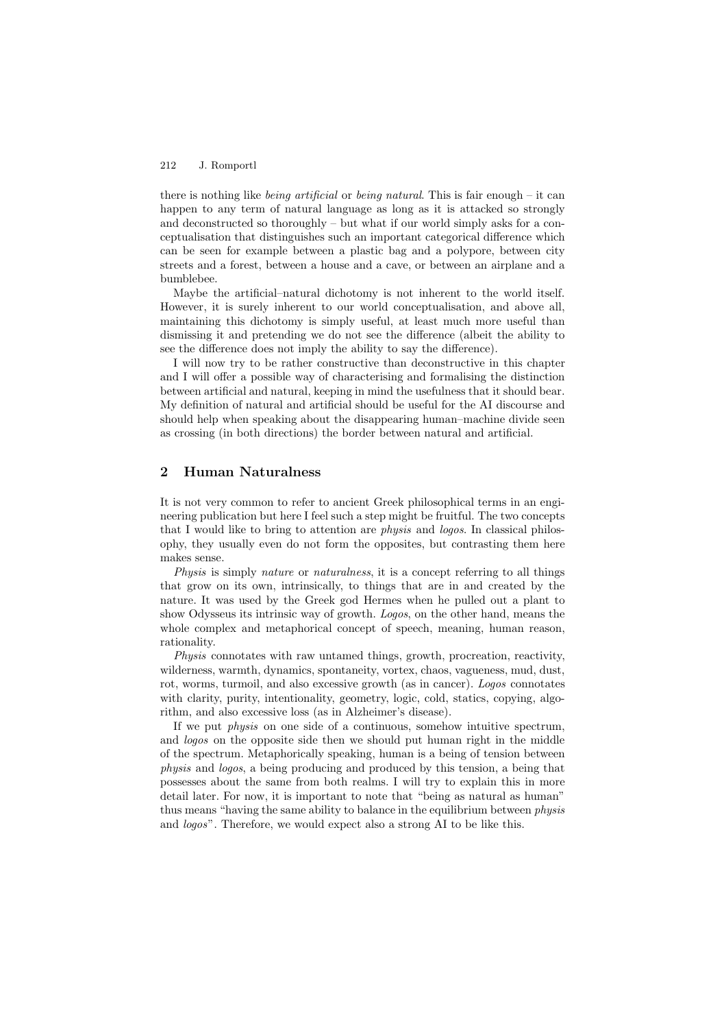there is nothing like *being artificial* or *being natural*. This is fair enough – it can happen to any term of natural language as long as it is attacked so strongly and deconstructed so thoroughly – but what if our world simply asks for a conceptualisation that distinguishes such an important categorical difference which can be seen for example between a plastic bag and a polypore, between city streets and a forest, between a house and a cave, or between an airplane and a bumblebee.

Maybe the artificial–natural dichotomy is not inherent to the world itself. However, it is surely inherent to our world conceptualisation, and above all, maintaining this dichotomy is simply useful, at least much more useful than dismissing it and pretending we do not see the difference (albeit the ability to see the difference does not imply the ability to say the difference).

I will now try to be rather constructive than deconstructive in this chapter and I will offer a possible way of characterising and formalising the distinction between artificial and natural, keeping in mind the usefulness that it should bear. My definition of natural and artificial should be useful for the AI discourse and should help when speaking about the disappearing human–machine divide seen as crossing (in both directions) the border between natural and artificial.

## 2 Human Naturalness

It is not very common to refer to ancient Greek philosophical terms in an engineering publication but here I feel such a step might be fruitful. The two concepts that I would like to bring to attention are *physis* and *logos*. In classical philosophy, they usually even do not form the opposites, but contrasting them here makes sense.

*Physis* is simply *nature* or *naturalness*, it is a concept referring to all things that grow on its own, intrinsically, to things that are in and created by the nature. It was used by the Greek god Hermes when he pulled out a plant to show Odysseus its intrinsic way of growth. *Logos*, on the other hand, means the whole complex and metaphorical concept of speech, meaning, human reason, rationality.

*Physis* connotates with raw untamed things, growth, procreation, reactivity, wilderness, warmth, dynamics, spontaneity, vortex, chaos, vagueness, mud, dust, rot, worms, turmoil, and also excessive growth (as in cancer). *Logos* connotates with clarity, purity, intentionality, geometry, logic, cold, statics, copying, algorithm, and also excessive loss (as in Alzheimer's disease).

If we put *physis* on one side of a continuous, somehow intuitive spectrum, and *logos* on the opposite side then we should put human right in the middle of the spectrum. Metaphorically speaking, human is a being of tension between *physis* and *logos*, a being producing and produced by this tension, a being that possesses about the same from both realms. I will try to explain this in more detail later. For now, it is important to note that "being as natural as human" thus means "having the same ability to balance in the equilibrium between *physis* and *logos*". Therefore, we would expect also a strong AI to be like this.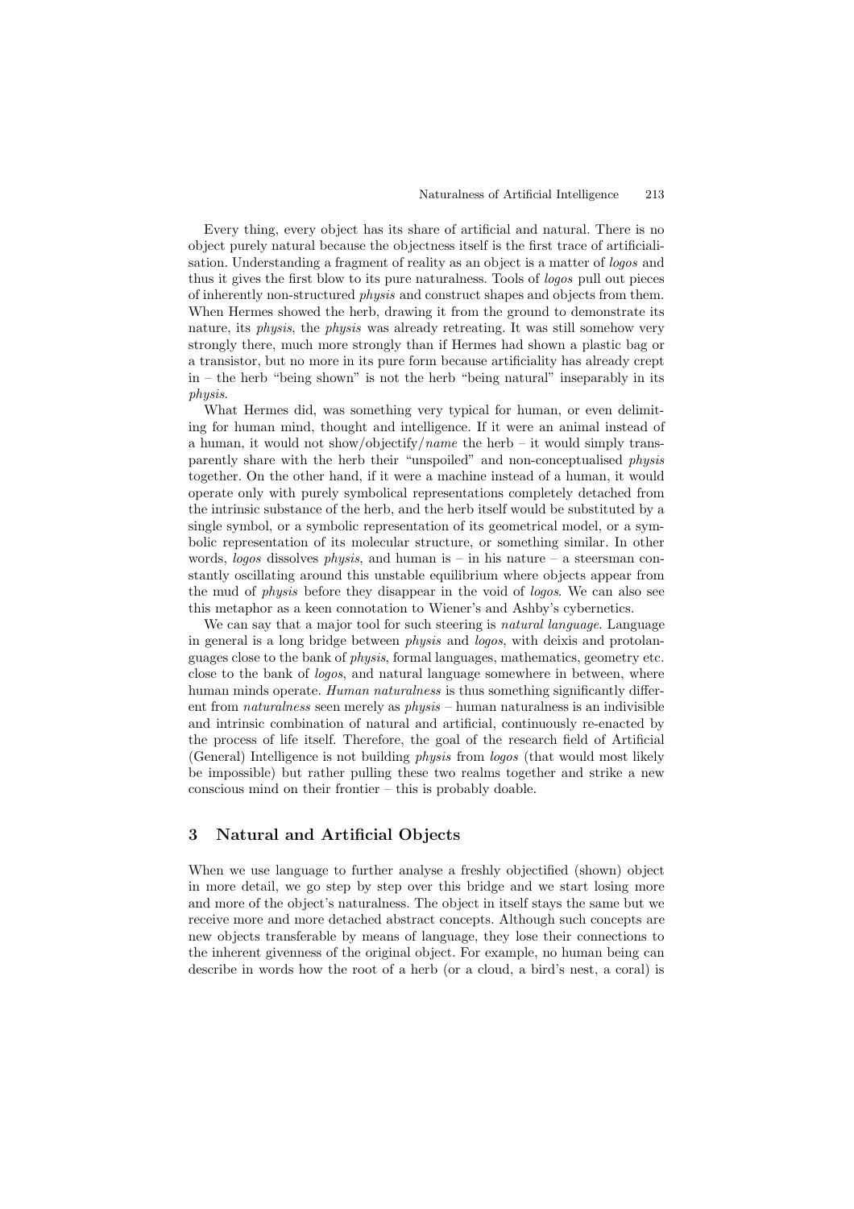Every thing, every object has its share of artificial and natural. There is no object purely natural because the objectness itself is the first trace of artificialisation. Understanding a fragment of reality as an object is a matter of *logos* and thus it gives the first blow to its pure naturalness. Tools of *logos* pull out pieces of inherently non-structured *physis* and construct shapes and objects from them. When Hermes showed the herb, drawing it from the ground to demonstrate its nature, its *physis*, the *physis* was already retreating. It was still somehow very strongly there, much more strongly than if Hermes had shown a plastic bag or a transistor, but no more in its pure form because artificiality has already crept in – the herb "being shown" is not the herb "being natural" inseparably in its *physis*.

What Hermes did, was something very typical for human, or even delimiting for human mind, thought and intelligence. If it were an animal instead of a human, it would not show/objectify/*name* the herb – it would simply transparently share with the herb their "unspoiled" and non-conceptualised *physis* together. On the other hand, if it were a machine instead of a human, it would operate only with purely symbolical representations completely detached from the intrinsic substance of the herb, and the herb itself would be substituted by a single symbol, or a symbolic representation of its geometrical model, or a symbolic representation of its molecular structure, or something similar. In other words, *logos* dissolves *physis*, and human is – in his nature – a steersman constantly oscillating around this unstable equilibrium where objects appear from the mud of *physis* before they disappear in the void of *logos*. We can also see this metaphor as a keen connotation to Wiener's and Ashby's cybernetics.

We can say that a major tool for such steering is *natural language*. Language in general is a long bridge between *physis* and *logos*, with deixis and protolanguages close to the bank of *physis*, formal languages, mathematics, geometry etc. close to the bank of *logos*, and natural language somewhere in between, where human minds operate. *Human naturalness* is thus something significantly different from *naturalness* seen merely as *physis* – human naturalness is an indivisible and intrinsic combination of natural and artificial, continuously re-enacted by the process of life itself. Therefore, the goal of the research field of Artificial (General) Intelligence is not building *physis* from *logos* (that would most likely be impossible) but rather pulling these two realms together and strike a new conscious mind on their frontier – this is probably doable.

## 3 Natural and Artificial Objects

When we use language to further analyse a freshly objectified (shown) object in more detail, we go step by step over this bridge and we start losing more and more of the object's naturalness. The object in itself stays the same but we receive more and more detached abstract concepts. Although such concepts are new objects transferable by means of language, they lose their connections to the inherent givenness of the original object. For example, no human being can describe in words how the root of a herb (or a cloud, a bird's nest, a coral) is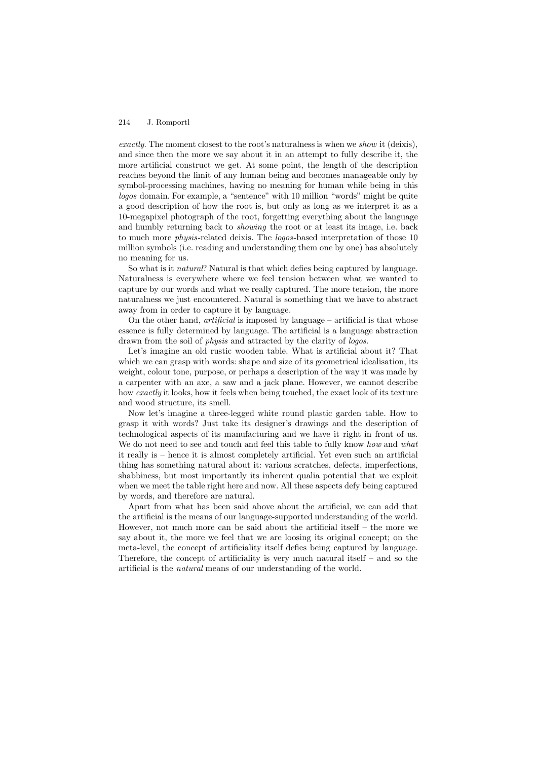*exactly*. The moment closest to the root's naturalness is when we *show* it (deixis), and since then the more we say about it in an attempt to fully describe it, the more artificial construct we get. At some point, the length of the description reaches beyond the limit of any human being and becomes manageable only by symbol-processing machines, having no meaning for human while being in this *logos* domain. For example, a "sentence" with 10 million "words" might be quite a good description of how the root is, but only as long as we interpret it as a 10-megapixel photograph of the root, forgetting everything about the language and humbly returning back to *showing* the root or at least its image, i.e. back to much more *physis*-related deixis. The *logos*-based interpretation of those 10 million symbols (i.e. reading and understanding them one by one) has absolutely no meaning for us.

So what is it *natural*? Natural is that which defies being captured by language. Naturalness is everywhere where we feel tension between what we wanted to capture by our words and what we really captured. The more tension, the more naturalness we just encountered. Natural is something that we have to abstract away from in order to capture it by language.

On the other hand, *artificial* is imposed by language – artificial is that whose essence is fully determined by language. The artificial is a language abstraction drawn from the soil of *physis* and attracted by the clarity of *logos*.

Let's imagine an old rustic wooden table. What is artificial about it? That which we can grasp with words: shape and size of its geometrical idealisation, its weight, colour tone, purpose, or perhaps a description of the way it was made by a carpenter with an axe, a saw and a jack plane. However, we cannot describe how *exactly* it looks, how it feels when being touched, the exact look of its texture and wood structure, its smell.

Now let's imagine a three-legged white round plastic garden table. How to grasp it with words? Just take its designer's drawings and the description of technological aspects of its manufacturing and we have it right in front of us. We do not need to see and touch and feel this table to fully know *how* and *what* it really is – hence it is almost completely artificial. Yet even such an artificial thing has something natural about it: various scratches, defects, imperfections, shabbiness, but most importantly its inherent qualia potential that we exploit when we meet the table right here and now. All these aspects defy being captured by words, and therefore are natural.

Apart from what has been said above about the artificial, we can add that the artificial is the means of our language-supported understanding of the world. However, not much more can be said about the artificial itself – the more we say about it, the more we feel that we are loosing its original concept; on the meta-level, the concept of artificiality itself defies being captured by language. Therefore, the concept of artificiality is very much natural itself – and so the artificial is the *natural* means of our understanding of the world.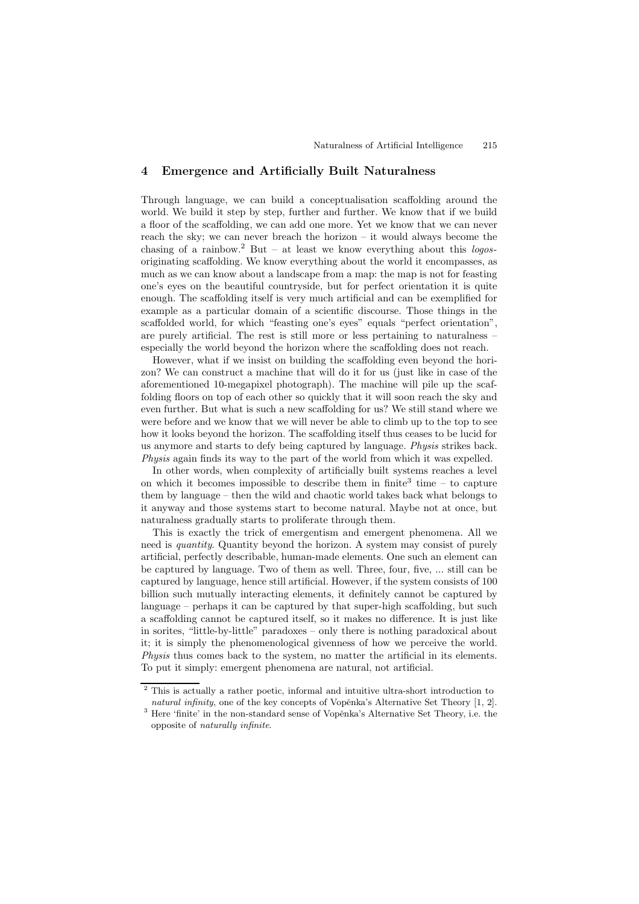## 4 Emergence and Artificially Built Naturalness

Through language, we can build a conceptualisation scaffolding around the world. We build it step by step, further and further. We know that if we build a floor of the scaffolding, we can add one more. Yet we know that we can never reach the sky; we can never breach the horizon – it would always become the chasing of a rainbow.[2] But – at least we know everything about this *logos*-originating scaffolding. We know everything about the world it encompasses, as much as we can know about a landscape from a map: the map is not for feasting one's eyes on the beautiful countryside, but for perfect orientation it is quite enough. The scaffolding itself is very much artificial and can be exemplified for example as a particular domain of a scientific discourse. Those things in the scaffolded world, for which "feasting one's eyes" equals "perfect orientation", are purely artificial. The rest is still more or less pertaining to naturalness – especially the world beyond the horizon where the scaffolding does not reach.

However, what if we insist on building the scaffolding even beyond the horizon? We can construct a machine that will do it for us (just like in case of the aforementioned 10-megapixel photograph). The machine will pile up the scaffolding floors on top of each other so quickly that it will soon reach the sky and even further. But what is such a new scaffolding for us? We still stand where we were before and we know that we will never be able to climb up to the top to see how it looks beyond the horizon. The scaffolding itself thus ceases to be lucid for us anymore and starts to defy being captured by language. *Physis* strikes back. *Physis* again finds its way to the part of the world from which it was expelled.

In other words, when complexity of artificially built systems reaches a level on which it becomes impossible to describe them in finite[3] time – to capture them by language – then the wild and chaotic world takes back what belongs to it anyway and those systems start to become natural. Maybe not at once, but naturalness gradually starts to proliferate through them.

This is exactly the trick of emergentism and emergent phenomena. All we need is *quantity*. Quantity beyond the horizon. A system may consist of purely artificial, perfectly describable, human-made elements. One such an element can be captured by language. Two of them as well. Three, four, five, ... still can be captured by language, hence still artificial. However, if the system consists of 100 billion such mutually interacting elements, it definitely cannot be captured by language – perhaps it can be captured by that super-high scaffolding, but such a scaffolding cannot be captured itself, so it makes no difference. It is just like in sorites, "little-by-little" paradoxes – only there is nothing paradoxical about it; it is simply the phenomenological givenness of how we perceive the world. *Physis* thus comes back to the system, no matter the artificial in its elements. To put it simply: emergent phenomena are natural, not artificial.

---

[2] This is actually a rather poetic, informal and intuitive ultra-short introduction to *natural infinity*, one of the key concepts of Vopěnka's Alternative Set Theory [1, 2].

[3] Here 'finite' in the non-standard sense of Vopěnka's Alternative Set Theory, i.e. the opposite of *naturally infinite*.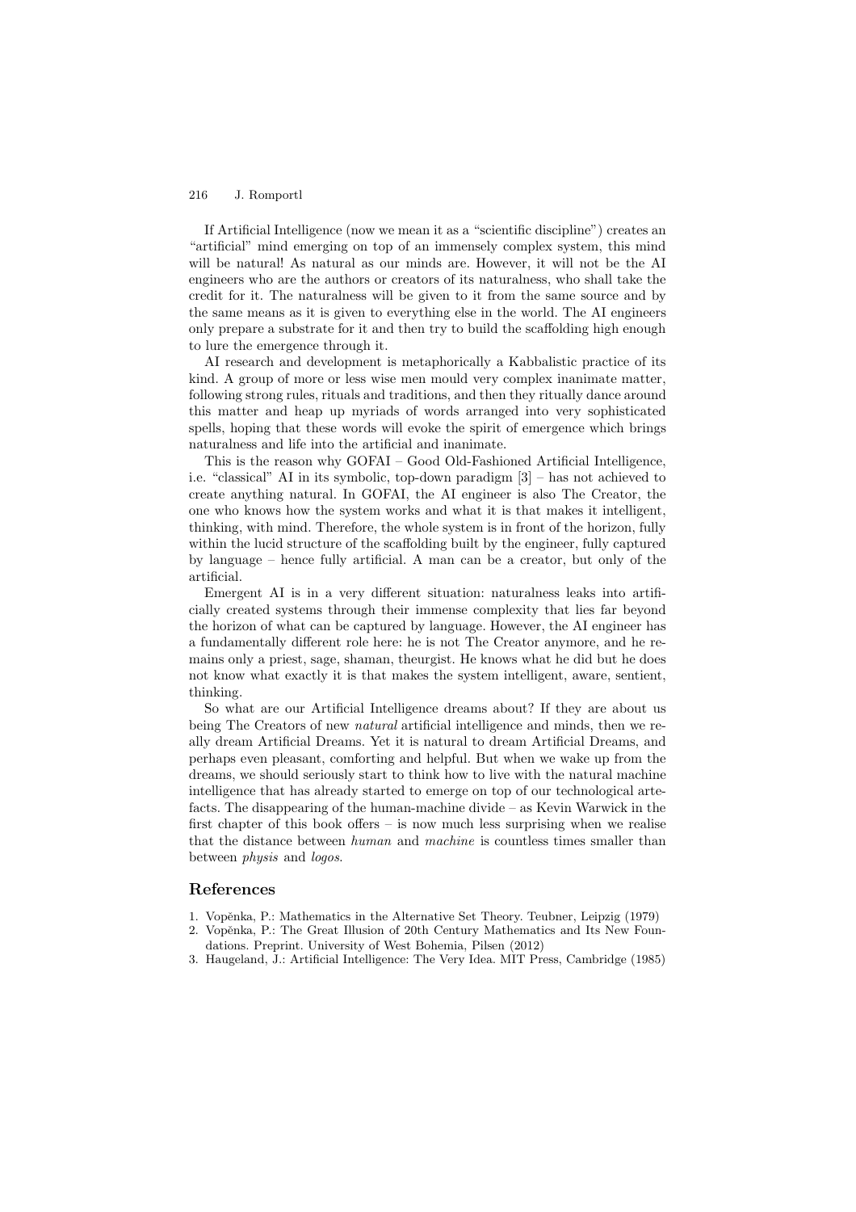If Artificial Intelligence (now we mean it as a "scientific discipline") creates an "artificial" mind emerging on top of an immensely complex system, this mind will be natural! As natural as our minds are. However, it will not be the AI engineers who are the authors or creators of its naturalness, who shall take the credit for it. The naturalness will be given to it from the same source and by the same means as it is given to everything else in the world. The AI engineers only prepare a substrate for it and then try to build the scaffolding high enough to lure the emergence through it.

AI research and development is metaphorically a Kabbalistic practice of its kind. A group of more or less wise men mould very complex inanimate matter, following strong rules, rituals and traditions, and then they ritually dance around this matter and heap up myriads of words arranged into very sophisticated spells, hoping that these words will evoke the spirit of emergence which brings naturalness and life into the artificial and inanimate.

This is the reason why GOFAI – Good Old-Fashioned Artificial Intelligence, i.e. "classical" AI in its symbolic, top-down paradigm [3] – has not achieved to create anything natural. In GOFAI, the AI engineer is also The Creator, the one who knows how the system works and what it is that makes it intelligent, thinking, with mind. Therefore, the whole system is in front of the horizon, fully within the lucid structure of the scaffolding built by the engineer, fully captured by language – hence fully artificial. A man can be a creator, but only of the artificial.

Emergent AI is in a very different situation: naturalness leaks into artificially created systems through their immense complexity that lies far beyond the horizon of what can be captured by language. However, the AI engineer has a fundamentally different role here: he is not The Creator anymore, and he remains only a priest, sage, shaman, theurgist. He knows what he did but he does not know what exactly it is that makes the system intelligent, aware, sentient, thinking.

So what are our Artificial Intelligence dreams about? If they are about us being The Creators of new *natural* artificial intelligence and minds, then we really dream Artificial Dreams. Yet it is natural to dream Artificial Dreams, and perhaps even pleasant, comforting and helpful. But when we wake up from the dreams, we should seriously start to think how to live with the natural machine intelligence that has already started to emerge on top of our technological artefacts. The disappearing of the human-machine divide – as Kevin Warwick in the first chapter of this book offers – is now much less surprising when we realise that the distance between *human* and *machine* is countless times smaller than between *physis* and *logos*.

## References

1. Vopěnka, P.: Mathematics in the Alternative Set Theory. Teubner, Leipzig (1979)
2. Vopěnka, P.: The Great Illusion of 20th Century Mathematics and Its New Foundations. Preprint. University of West Bohemia, Pilsen (2012)
3. Haugeland, J.: Artificial Intelligence: The Very Idea. MIT Press, Cambridge (1985)